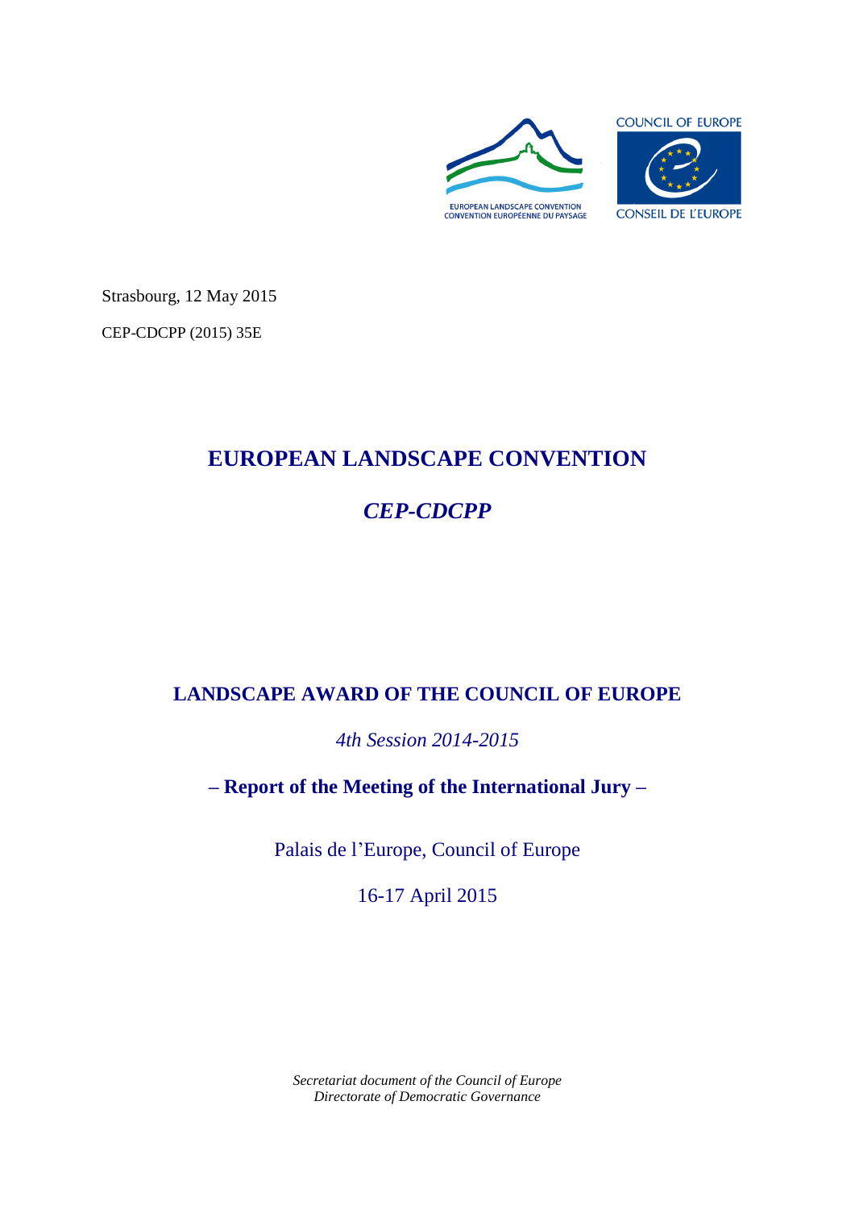EUROPEAN LANDSCAPE CONVENTION
CONVENTION EUROPÉENNE DU PAYSAGE

COUNCIL OF EUROPE
CONSEIL DE L'EUROPE

Strasbourg, 12 May 2015

CEP-CDCPP (2015) 35E

# EUROPEAN LANDSCAPE CONVENTION

## *CEP-CDCPP*

## LANDSCAPE AWARD OF THE COUNCIL OF EUROPE

*4th Session 2014-2015*

**– Report of the Meeting of the International Jury –**

Palais de l'Europe, Council of Europe

16-17 April 2015

*Secretariat document of the Council of Europe*
*Directorate of Democratic Governance*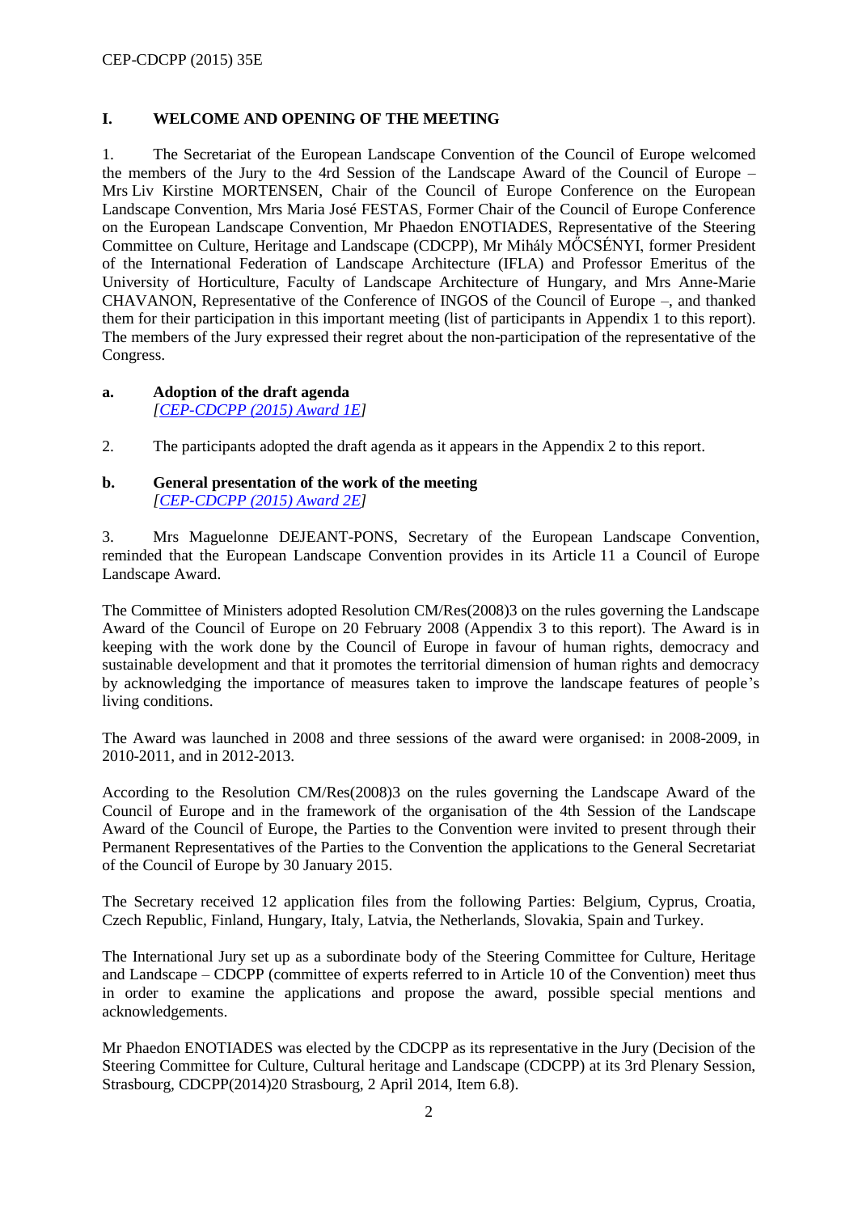## I. WELCOME AND OPENING OF THE MEETING

1. The Secretariat of the European Landscape Convention of the Council of Europe welcomed the members of the Jury to the 4rd Session of the Landscape Award of the Council of Europe – Mrs Liv Kirstine MORTENSEN, Chair of the Council of Europe Conference on the European Landscape Convention, Mrs Maria José FESTAS, Former Chair of the Council of Europe Conference on the European Landscape Convention, Mr Phaedon ENOTIADES, Representative of the Steering Committee on Culture, Heritage and Landscape (CDCPP), Mr Mihály MŐCSÉNYI, former President of the International Federation of Landscape Architecture (IFLA) and Professor Emeritus of the University of Horticulture, Faculty of Landscape Architecture of Hungary, and Mrs Anne-Marie CHAVANON, Representative of the Conference of INGOS of the Council of Europe –, and thanked them for their participation in this important meeting (list of participants in Appendix 1 to this report). The members of the Jury expressed their regret about the non-participation of the representative of the Congress.

### a. Adoption of the draft agenda
*[CEP-CDCPP (2015) Award 1E]*

2. The participants adopted the draft agenda as it appears in the Appendix 2 to this report.

### b. General presentation of the work of the meeting
*[CEP-CDCPP (2015) Award 2E]*

3. Mrs Maguelonne DEJEANT-PONS, Secretary of the European Landscape Convention, reminded that the European Landscape Convention provides in its Article 11 a Council of Europe Landscape Award.

The Committee of Ministers adopted Resolution CM/Res(2008)3 on the rules governing the Landscape Award of the Council of Europe on 20 February 2008 (Appendix 3 to this report). The Award is in keeping with the work done by the Council of Europe in favour of human rights, democracy and sustainable development and that it promotes the territorial dimension of human rights and democracy by acknowledging the importance of measures taken to improve the landscape features of people's living conditions.

The Award was launched in 2008 and three sessions of the award were organised: in 2008-2009, in 2010-2011, and in 2012-2013.

According to the Resolution CM/Res(2008)3 on the rules governing the Landscape Award of the Council of Europe and in the framework of the organisation of the 4th Session of the Landscape Award of the Council of Europe, the Parties to the Convention were invited to present through their Permanent Representatives of the Parties to the Convention the applications to the General Secretariat of the Council of Europe by 30 January 2015.

The Secretary received 12 application files from the following Parties: Belgium, Cyprus, Croatia, Czech Republic, Finland, Hungary, Italy, Latvia, the Netherlands, Slovakia, Spain and Turkey.

The International Jury set up as a subordinate body of the Steering Committee for Culture, Heritage and Landscape – CDCPP (committee of experts referred to in Article 10 of the Convention) meet thus in order to examine the applications and propose the award, possible special mentions and acknowledgements.

Mr Phaedon ENOTIADES was elected by the CDCPP as its representative in the Jury (Decision of the Steering Committee for Culture, Cultural heritage and Landscape (CDCPP) at its 3rd Plenary Session, Strasbourg, CDCPP(2014)20 Strasbourg, 2 April 2014, Item 6.8).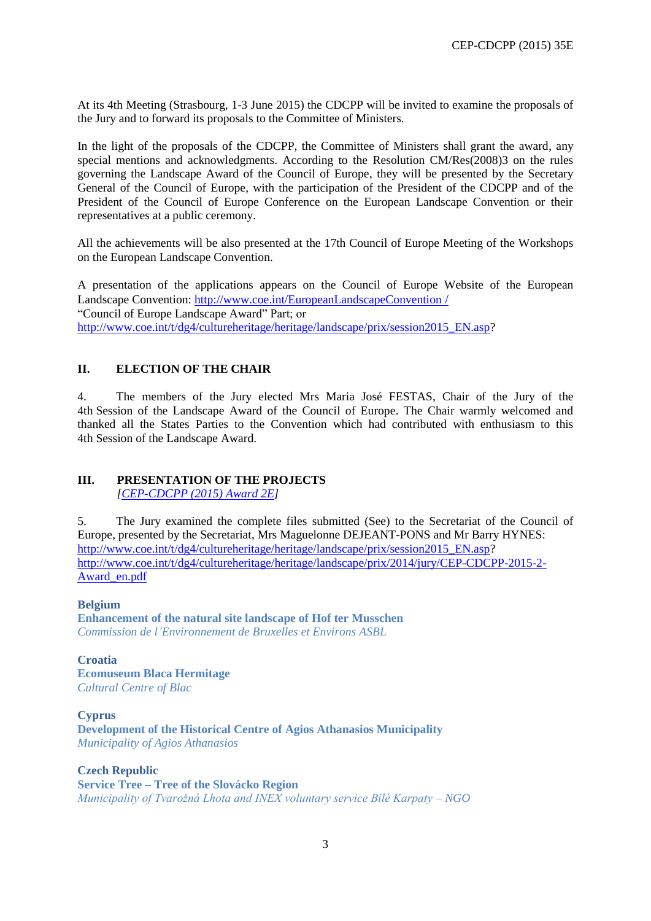At its 4th Meeting (Strasbourg, 1-3 June 2015) the CDCPP will be invited to examine the proposals of the Jury and to forward its proposals to the Committee of Ministers.

In the light of the proposals of the CDCPP, the Committee of Ministers shall grant the award, any special mentions and acknowledgments. According to the Resolution CM/Res(2008)3 on the rules governing the Landscape Award of the Council of Europe, they will be presented by the Secretary General of the Council of Europe, with the participation of the President of the CDCPP and of the President of the Council of Europe Conference on the European Landscape Convention or their representatives at a public ceremony.

All the achievements will be also presented at the 17th Council of Europe Meeting of the Workshops on the European Landscape Convention.

A presentation of the applications appears on the Council of Europe Website of the European Landscape Convention: http://www.coe.int/EuropeanLandscapeConvention /
"Council of Europe Landscape Award" Part; or
http://www.coe.int/t/dg4/cultureheritage/heritage/landscape/prix/session2015_EN.asp?

## II. ELECTION OF THE CHAIR

4. The members of the Jury elected Mrs Maria José FESTAS, Chair of the Jury of the 4th Session of the Landscape Award of the Council of Europe. The Chair warmly welcomed and thanked all the States Parties to the Convention which had contributed with enthusiasm to this 4th Session of the Landscape Award.

## III. PRESENTATION OF THE PROJECTS

*[CEP-CDCPP (2015) Award 2E]*

5. The Jury examined the complete files submitted (See) to the Secretariat of the Council of Europe, presented by the Secretariat, Mrs Maguelonne DEJEANT-PONS and Mr Barry HYNES:
http://www.coe.int/t/dg4/cultureheritage/heritage/landscape/prix/session2015_EN.asp?
http://www.coe.int/t/dg4/cultureheritage/heritage/landscape/prix/2014/jury/CEP-CDCPP-2015-2-Award_en.pdf

**Belgium**
**Enhancement of the natural site landscape of Hof ter Musschen**
*Commission de l'Environnement de Bruxelles et Environs ASBL*

**Croatia**
**Ecomuseum Blaca Hermitage**
*Cultural Centre of Blac*

**Cyprus**
**Development of the Historical Centre of Agios Athanasios Municipality**
*Municipality of Agios Athanasios*

**Czech Republic**
**Service Tree – Tree of the Slovácko Region**
*Municipality of Tvarožná Lhota and INEX voluntary service Bílé Karpaty – NGO*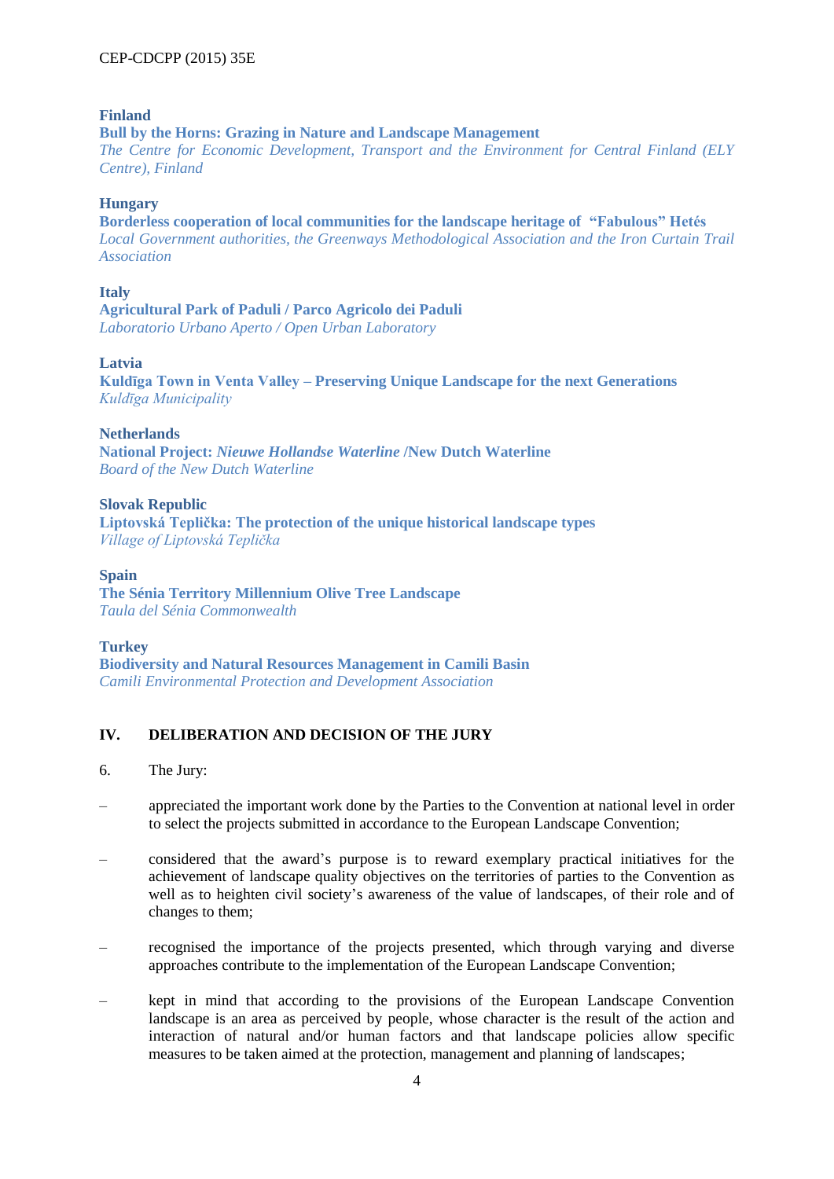**Finland**
**Bull by the Horns: Grazing in Nature and Landscape Management**
*The Centre for Economic Development, Transport and the Environment for Central Finland (ELY Centre), Finland*

**Hungary**
**Borderless cooperation of local communities for the landscape heritage of "Fabulous" Hetés**
*Local Government authorities, the Greenways Methodological Association and the Iron Curtain Trail Association*

**Italy**
**Agricultural Park of Paduli / Parco Agricolo dei Paduli**
*Laboratorio Urbano Aperto / Open Urban Laboratory*

**Latvia**
**Kuldīga Town in Venta Valley – Preserving Unique Landscape for the next Generations**
*Kuldīga Municipality*

**Netherlands**
**National Project: *Nieuwe Hollandse Waterline* /New Dutch Waterline**
*Board of the New Dutch Waterline*

**Slovak Republic**
**Liptovská Teplička: The protection of the unique historical landscape types**
*Village of Liptovská Teplička*

**Spain**
**The Sénia Territory Millennium Olive Tree Landscape**
*Taula del Sénia Commonwealth*

**Turkey**
**Biodiversity and Natural Resources Management in Camili Basin**
*Camili Environmental Protection and Development Association*

## IV. DELIBERATION AND DECISION OF THE JURY

6. The Jury:

– appreciated the important work done by the Parties to the Convention at national level in order to select the projects submitted in accordance to the European Landscape Convention;

– considered that the award's purpose is to reward exemplary practical initiatives for the achievement of landscape quality objectives on the territories of parties to the Convention as well as to heighten civil society's awareness of the value of landscapes, of their role and of changes to them;

– recognised the importance of the projects presented, which through varying and diverse approaches contribute to the implementation of the European Landscape Convention;

– kept in mind that according to the provisions of the European Landscape Convention landscape is an area as perceived by people, whose character is the result of the action and interaction of natural and/or human factors and that landscape policies allow specific measures to be taken aimed at the protection, management and planning of landscapes;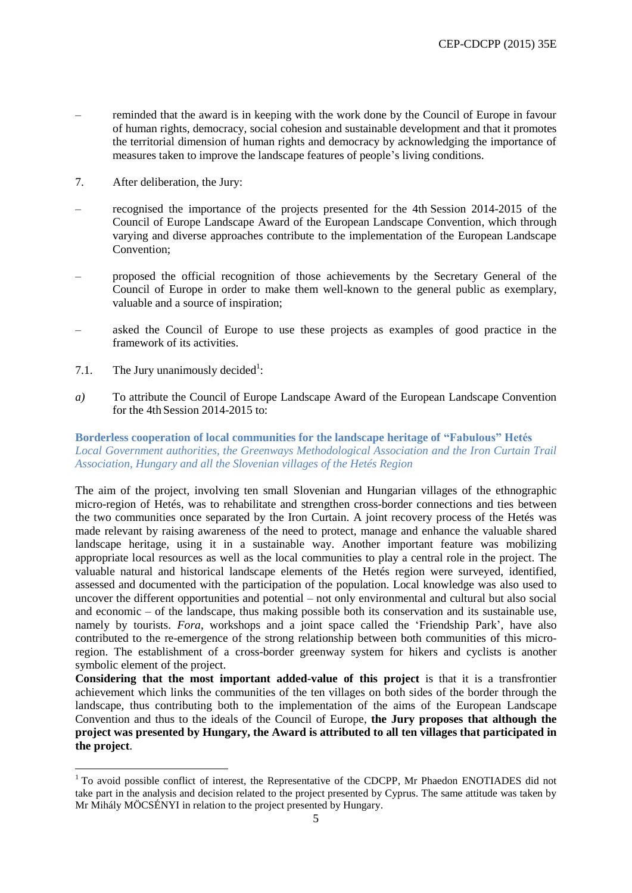– reminded that the award is in keeping with the work done by the Council of Europe in favour of human rights, democracy, social cohesion and sustainable development and that it promotes the territorial dimension of human rights and democracy by acknowledging the importance of measures taken to improve the landscape features of people's living conditions.

7. After deliberation, the Jury:

– recognised the importance of the projects presented for the 4th Session 2014-2015 of the Council of Europe Landscape Award of the European Landscape Convention, which through varying and diverse approaches contribute to the implementation of the European Landscape Convention;

– proposed the official recognition of those achievements by the Secretary General of the Council of Europe in order to make them well-known to the general public as exemplary, valuable and a source of inspiration;

– asked the Council of Europe to use these projects as examples of good practice in the framework of its activities.

7.1. The Jury unanimously decided[1]:

*a)* To attribute the Council of Europe Landscape Award of the European Landscape Convention for the 4th Session 2014-2015 to:

**Borderless cooperation of local communities for the landscape heritage of "Fabulous" Hetés**
*Local Government authorities, the Greenways Methodological Association and the Iron Curtain Trail Association, Hungary and all the Slovenian villages of the Hetés Region*

The aim of the project, involving ten small Slovenian and Hungarian villages of the ethnographic micro-region of Hetés, was to rehabilitate and strengthen cross-border connections and ties between the two communities once separated by the Iron Curtain. A joint recovery process of the Hetés was made relevant by raising awareness of the need to protect, manage and enhance the valuable shared landscape heritage, using it in a sustainable way. Another important feature was mobilizing appropriate local resources as well as the local communities to play a central role in the project. The valuable natural and historical landscape elements of the Hetés region were surveyed, identified, assessed and documented with the participation of the population. Local knowledge was also used to uncover the different opportunities and potential – not only environmental and cultural but also social and economic – of the landscape, thus making possible both its conservation and its sustainable use, namely by tourists. *Fora*, workshops and a joint space called the 'Friendship Park', have also contributed to the re-emergence of the strong relationship between both communities of this micro-region. The establishment of a cross-border greenway system for hikers and cyclists is another symbolic element of the project.
**Considering that the most important added-value of this project** is that it is a transfrontier achievement which links the communities of the ten villages on both sides of the border through the landscape, thus contributing both to the implementation of the aims of the European Landscape Convention and thus to the ideals of the Council of Europe, **the Jury proposes that although the project was presented by Hungary, the Award is attributed to all ten villages that participated in the project**.

---

[1] To avoid possible conflict of interest, the Representative of the CDCPP, Mr Phaedon ENOTIADES did not take part in the analysis and decision related to the project presented by Cyprus. The same attitude was taken by Mr Mihály MÖCSÉNYI in relation to the project presented by Hungary.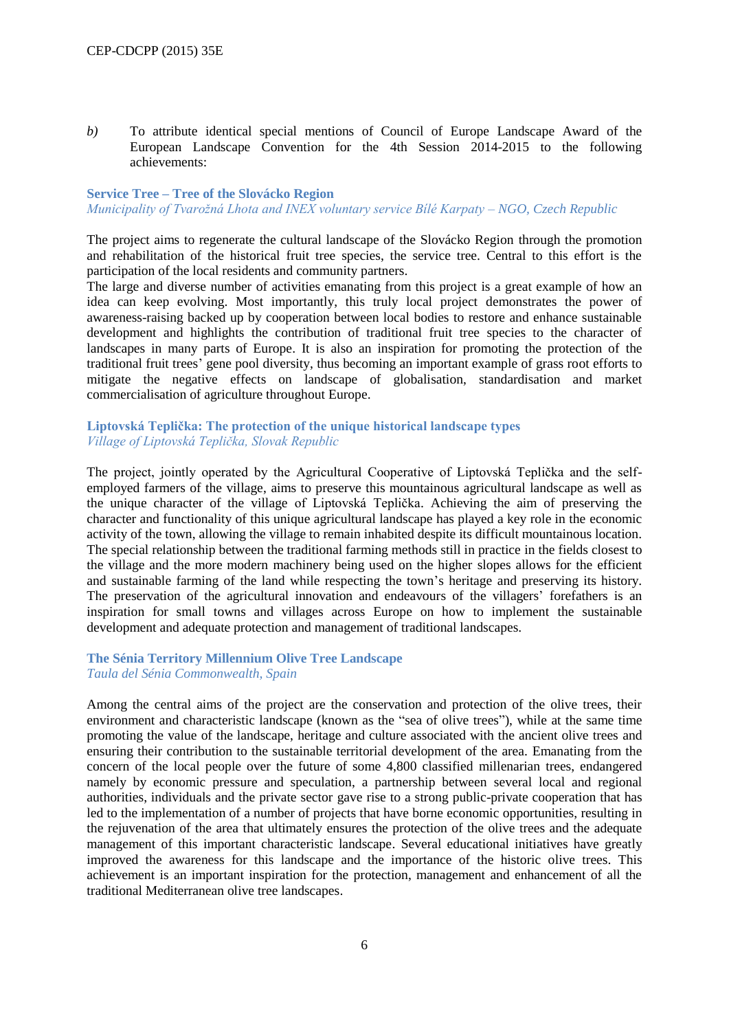*b)* To attribute identical special mentions of Council of Europe Landscape Award of the European Landscape Convention for the 4th Session 2014-2015 to the following achievements:

**Service Tree – Tree of the Slovácko Region**
*Municipality of Tvarožná Lhota and INEX voluntary service Bílé Karpaty – NGO, Czech Republic*

The project aims to regenerate the cultural landscape of the Slovácko Region through the promotion and rehabilitation of the historical fruit tree species, the service tree. Central to this effort is the participation of the local residents and community partners.
The large and diverse number of activities emanating from this project is a great example of how an idea can keep evolving. Most importantly, this truly local project demonstrates the power of awareness-raising backed up by cooperation between local bodies to restore and enhance sustainable development and highlights the contribution of traditional fruit tree species to the character of landscapes in many parts of Europe. It is also an inspiration for promoting the protection of the traditional fruit trees' gene pool diversity, thus becoming an important example of grass root efforts to mitigate the negative effects on landscape of globalisation, standardisation and market commercialisation of agriculture throughout Europe.

**Liptovská Teplička: The protection of the unique historical landscape types**
*Village of Liptovská Teplička, Slovak Republic*

The project, jointly operated by the Agricultural Cooperative of Liptovská Teplička and the self-employed farmers of the village, aims to preserve this mountainous agricultural landscape as well as the unique character of the village of Liptovská Teplička. Achieving the aim of preserving the character and functionality of this unique agricultural landscape has played a key role in the economic activity of the town, allowing the village to remain inhabited despite its difficult mountainous location. The special relationship between the traditional farming methods still in practice in the fields closest to the village and the more modern machinery being used on the higher slopes allows for the efficient and sustainable farming of the land while respecting the town's heritage and preserving its history. The preservation of the agricultural innovation and endeavours of the villagers' forefathers is an inspiration for small towns and villages across Europe on how to implement the sustainable development and adequate protection and management of traditional landscapes.

**The Sénia Territory Millennium Olive Tree Landscape**
*Taula del Sénia Commonwealth, Spain*

Among the central aims of the project are the conservation and protection of the olive trees, their environment and characteristic landscape (known as the "sea of olive trees"), while at the same time promoting the value of the landscape, heritage and culture associated with the ancient olive trees and ensuring their contribution to the sustainable territorial development of the area. Emanating from the concern of the local people over the future of some 4,800 classified millenarian trees, endangered namely by economic pressure and speculation, a partnership between several local and regional authorities, individuals and the private sector gave rise to a strong public-private cooperation that has led to the implementation of a number of projects that have borne economic opportunities, resulting in the rejuvenation of the area that ultimately ensures the protection of the olive trees and the adequate management of this important characteristic landscape. Several educational initiatives have greatly improved the awareness for this landscape and the importance of the historic olive trees. This achievement is an important inspiration for the protection, management and enhancement of all the traditional Mediterranean olive tree landscapes.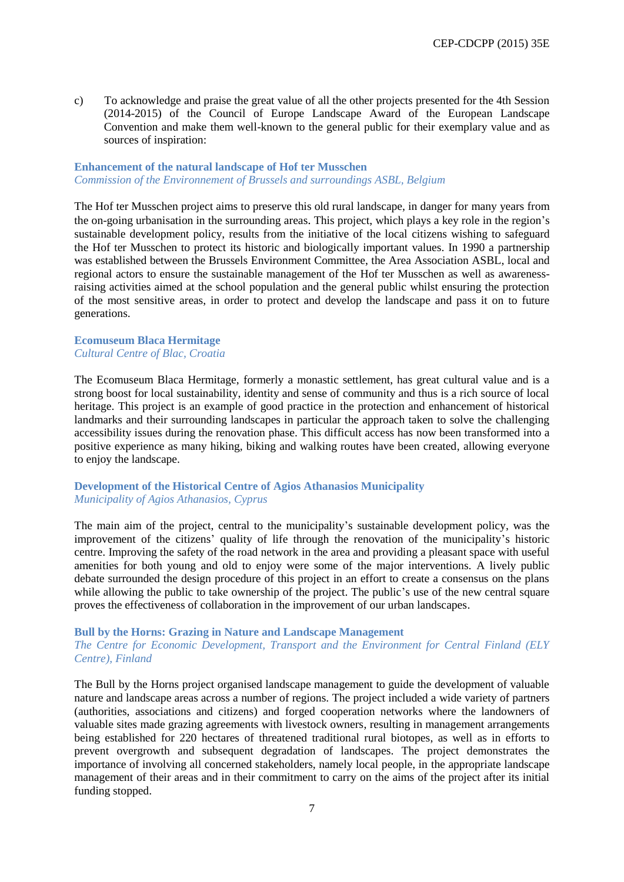c) To acknowledge and praise the great value of all the other projects presented for the 4th Session (2014-2015) of the Council of Europe Landscape Award of the European Landscape Convention and make them well-known to the general public for their exemplary value and as sources of inspiration:

**Enhancement of the natural landscape of Hof ter Musschen**
*Commission of the Environnement of Brussels and surroundings ASBL, Belgium*

The Hof ter Musschen project aims to preserve this old rural landscape, in danger for many years from the on-going urbanisation in the surrounding areas. This project, which plays a key role in the region's sustainable development policy, results from the initiative of the local citizens wishing to safeguard the Hof ter Musschen to protect its historic and biologically important values. In 1990 a partnership was established between the Brussels Environment Committee, the Area Association ASBL, local and regional actors to ensure the sustainable management of the Hof ter Musschen as well as awareness-raising activities aimed at the school population and the general public whilst ensuring the protection of the most sensitive areas, in order to protect and develop the landscape and pass it on to future generations.

**Ecomuseum Blaca Hermitage**
*Cultural Centre of Blac, Croatia*

The Ecomuseum Blaca Hermitage, formerly a monastic settlement, has great cultural value and is a strong boost for local sustainability, identity and sense of community and thus is a rich source of local heritage. This project is an example of good practice in the protection and enhancement of historical landmarks and their surrounding landscapes in particular the approach taken to solve the challenging accessibility issues during the renovation phase. This difficult access has now been transformed into a positive experience as many hiking, biking and walking routes have been created, allowing everyone to enjoy the landscape.

**Development of the Historical Centre of Agios Athanasios Municipality**
*Municipality of Agios Athanasios, Cyprus*

The main aim of the project, central to the municipality's sustainable development policy, was the improvement of the citizens' quality of life through the renovation of the municipality's historic centre. Improving the safety of the road network in the area and providing a pleasant space with useful amenities for both young and old to enjoy were some of the major interventions. A lively public debate surrounded the design procedure of this project in an effort to create a consensus on the plans while allowing the public to take ownership of the project. The public's use of the new central square proves the effectiveness of collaboration in the improvement of our urban landscapes.

**Bull by the Horns: Grazing in Nature and Landscape Management**
*The Centre for Economic Development, Transport and the Environment for Central Finland (ELY Centre), Finland*

The Bull by the Horns project organised landscape management to guide the development of valuable nature and landscape areas across a number of regions. The project included a wide variety of partners (authorities, associations and citizens) and forged cooperation networks where the landowners of valuable sites made grazing agreements with livestock owners, resulting in management arrangements being established for 220 hectares of threatened traditional rural biotopes, as well as in efforts to prevent overgrowth and subsequent degradation of landscapes. The project demonstrates the importance of involving all concerned stakeholders, namely local people, in the appropriate landscape management of their areas and in their commitment to carry on the aims of the project after its initial funding stopped.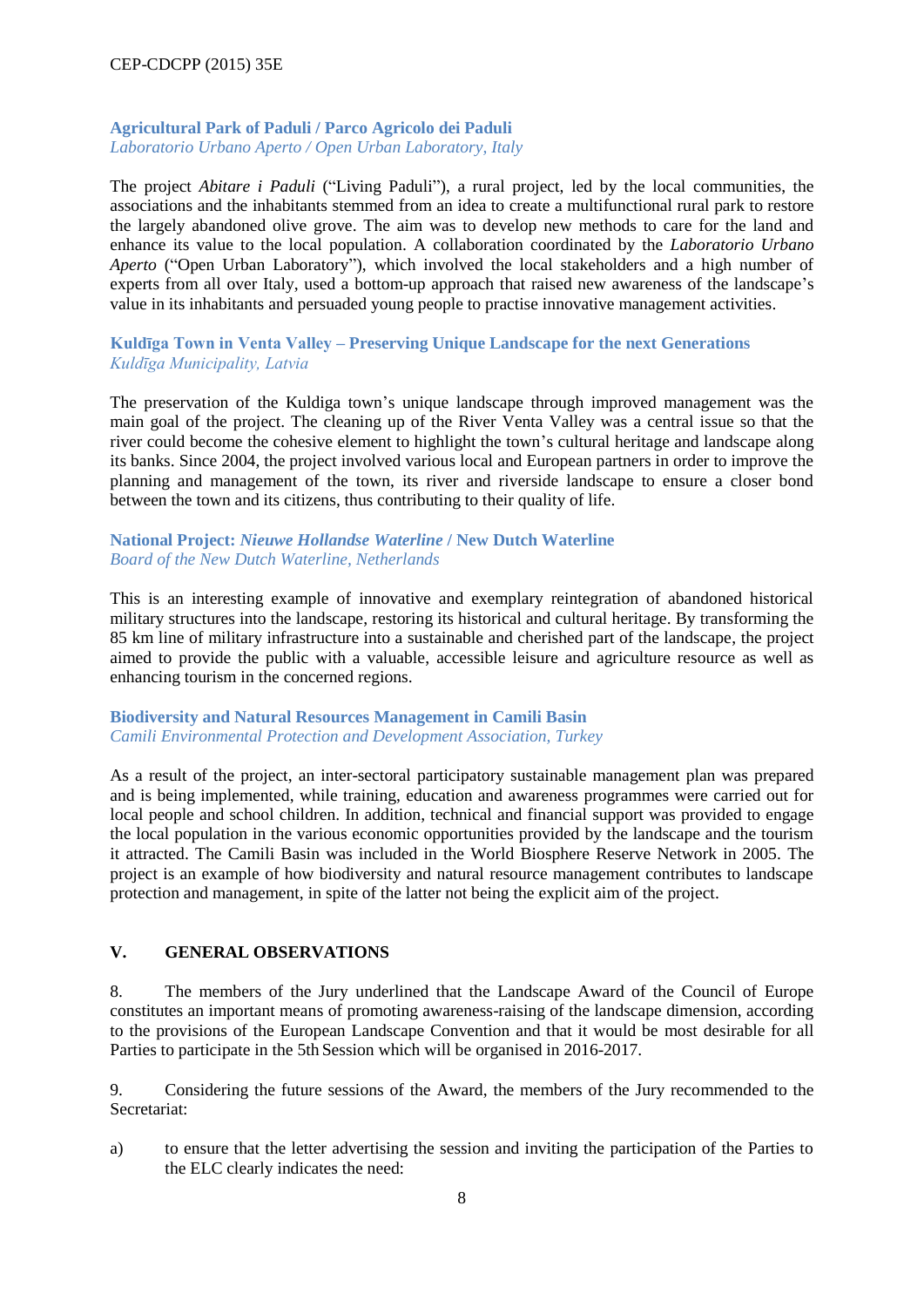**Agricultural Park of Paduli / Parco Agricolo dei Paduli**
*Laboratorio Urbano Aperto / Open Urban Laboratory, Italy*

The project *Abitare i Paduli* ("Living Paduli"), a rural project, led by the local communities, the associations and the inhabitants stemmed from an idea to create a multifunctional rural park to restore the largely abandoned olive grove. The aim was to develop new methods to care for the land and enhance its value to the local population. A collaboration coordinated by the *Laboratorio Urbano Aperto* ("Open Urban Laboratory"), which involved the local stakeholders and a high number of experts from all over Italy, used a bottom-up approach that raised new awareness of the landscape's value in its inhabitants and persuaded young people to practise innovative management activities.

**Kuldīga Town in Venta Valley – Preserving Unique Landscape for the next Generations**
*Kuldīga Municipality, Latvia*

The preservation of the Kuldiga town's unique landscape through improved management was the main goal of the project. The cleaning up of the River Venta Valley was a central issue so that the river could become the cohesive element to highlight the town's cultural heritage and landscape along its banks. Since 2004, the project involved various local and European partners in order to improve the planning and management of the town, its river and riverside landscape to ensure a closer bond between the town and its citizens, thus contributing to their quality of life.

**National Project: *Nieuwe Hollandse Waterline* / New Dutch Waterline**
*Board of the New Dutch Waterline, Netherlands*

This is an interesting example of innovative and exemplary reintegration of abandoned historical military structures into the landscape, restoring its historical and cultural heritage. By transforming the 85 km line of military infrastructure into a sustainable and cherished part of the landscape, the project aimed to provide the public with a valuable, accessible leisure and agriculture resource as well as enhancing tourism in the concerned regions.

**Biodiversity and Natural Resources Management in Camili Basin**
*Camili Environmental Protection and Development Association, Turkey*

As a result of the project, an inter-sectoral participatory sustainable management plan was prepared and is being implemented, while training, education and awareness programmes were carried out for local people and school children. In addition, technical and financial support was provided to engage the local population in the various economic opportunities provided by the landscape and the tourism it attracted. The Camili Basin was included in the World Biosphere Reserve Network in 2005. The project is an example of how biodiversity and natural resource management contributes to landscape protection and management, in spite of the latter not being the explicit aim of the project.

## V. GENERAL OBSERVATIONS

8. The members of the Jury underlined that the Landscape Award of the Council of Europe constitutes an important means of promoting awareness-raising of the landscape dimension, according to the provisions of the European Landscape Convention and that it would be most desirable for all Parties to participate in the 5th Session which will be organised in 2016-2017.

9. Considering the future sessions of the Award, the members of the Jury recommended to the Secretariat:

a) to ensure that the letter advertising the session and inviting the participation of the Parties to the ELC clearly indicates the need: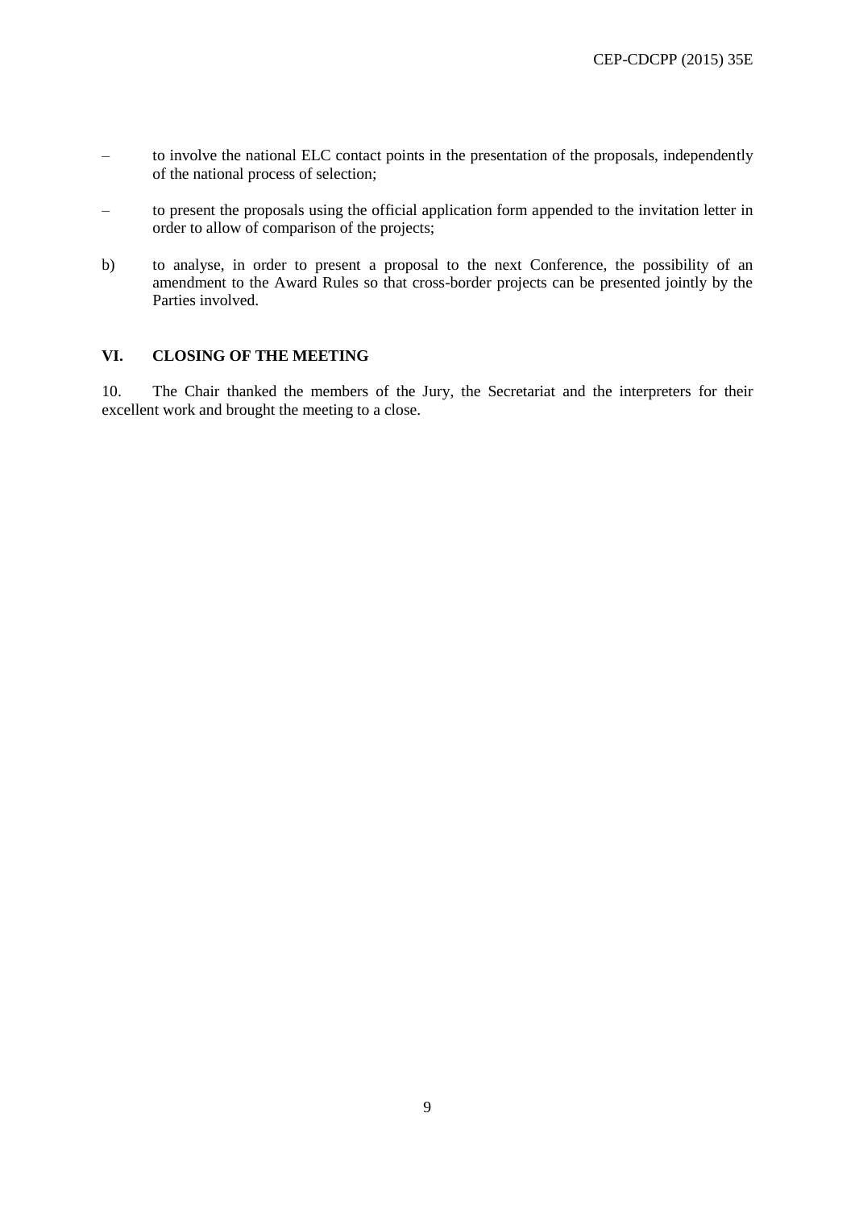- to involve the national ELC contact points in the presentation of the proposals, independently of the national process of selection;

- to present the proposals using the official application form appended to the invitation letter in order to allow of comparison of the projects;

b) to analyse, in order to present a proposal to the next Conference, the possibility of an amendment to the Award Rules so that cross-border projects can be presented jointly by the Parties involved.

## VI. CLOSING OF THE MEETING

10. The Chair thanked the members of the Jury, the Secretariat and the interpreters for their excellent work and brought the meeting to a close.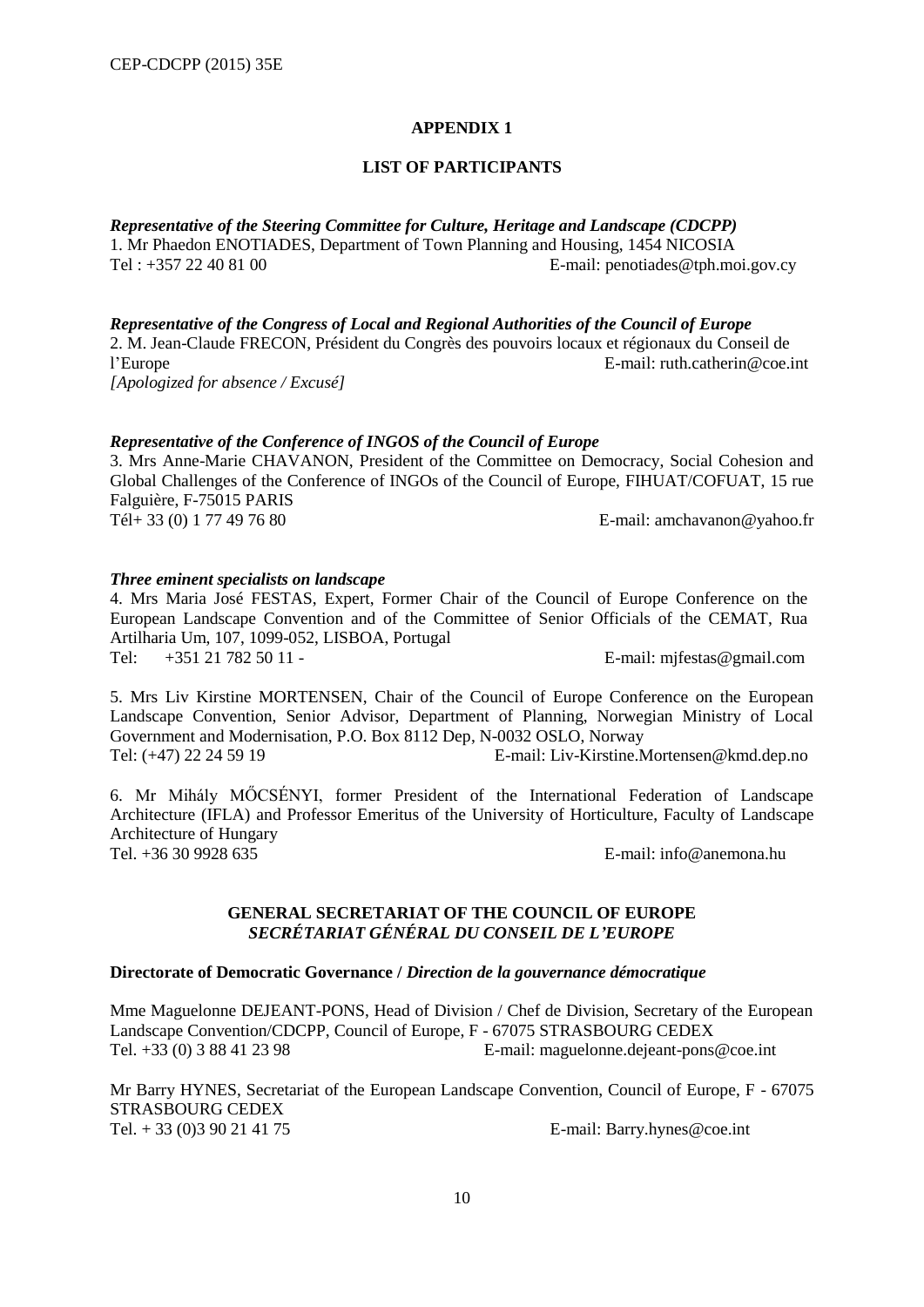## APPENDIX 1

## LIST OF PARTICIPANTS

***Representative of the Steering Committee for Culture, Heritage and Landscape (CDCPP)***

1. Mr Phaedon ENOTIADES, Department of Town Planning and Housing, 1454 NICOSIA
Tel : +357 22 40 81 00 E-mail: penotiades@tph.moi.gov.cy

***Representative of the Congress of Local and Regional Authorities of the Council of Europe***

2. M. Jean-Claude FRECON, Président du Congrès des pouvoirs locaux et régionaux du Conseil de l'Europe E-mail: ruth.catherin@coe.int
*[Apologized for absence / Excusé]*

***Representative of the Conference of INGOS of the Council of Europe***

3. Mrs Anne-Marie CHAVANON, President of the Committee on Democracy, Social Cohesion and Global Challenges of the Conference of INGOs of the Council of Europe, FIHUAT/COFUAT, 15 rue Falguière, F-75015 PARIS
Tél+ 33 (0) 1 77 49 76 80 E-mail: amchavanon@yahoo.fr

***Three eminent specialists on landscape***

4. Mrs Maria José FESTAS, Expert, Former Chair of the Council of Europe Conference on the European Landscape Convention and of the Committee of Senior Officials of the CEMAT, Rua Artilharia Um, 107, 1099-052, LISBOA, Portugal
Tel: +351 21 782 50 11 - E-mail: mjfestas@gmail.com

5. Mrs Liv Kirstine MORTENSEN, Chair of the Council of Europe Conference on the European Landscape Convention, Senior Advisor, Department of Planning, Norwegian Ministry of Local Government and Modernisation, P.O. Box 8112 Dep, N-0032 OSLO, Norway
Tel: (+47) 22 24 59 19 E-mail: Liv-Kirstine.Mortensen@kmd.dep.no

6. Mr Mihály MŐCSÉNYI, former President of the International Federation of Landscape Architecture (IFLA) and Professor Emeritus of the University of Horticulture, Faculty of Landscape Architecture of Hungary
Tel. +36 30 9928 635 E-mail: info@anemona.hu

## GENERAL SECRETARIAT OF THE COUNCIL OF EUROPE
## *SECRÉTARIAT GÉNÉRAL DU CONSEIL DE L'EUROPE*

**Directorate of Democratic Governance /** ***Direction de la gouvernance démocratique***

Mme Maguelonne DEJEANT-PONS, Head of Division / Chef de Division, Secretary of the European Landscape Convention/CDCPP, Council of Europe, F - 67075 STRASBOURG CEDEX
Tel. +33 (0) 3 88 41 23 98 E-mail: maguelonne.dejeant-pons@coe.int

Mr Barry HYNES, Secretariat of the European Landscape Convention, Council of Europe, F - 67075 STRASBOURG CEDEX
Tel. + 33 (0)3 90 21 41 75 E-mail: Barry.hynes@coe.int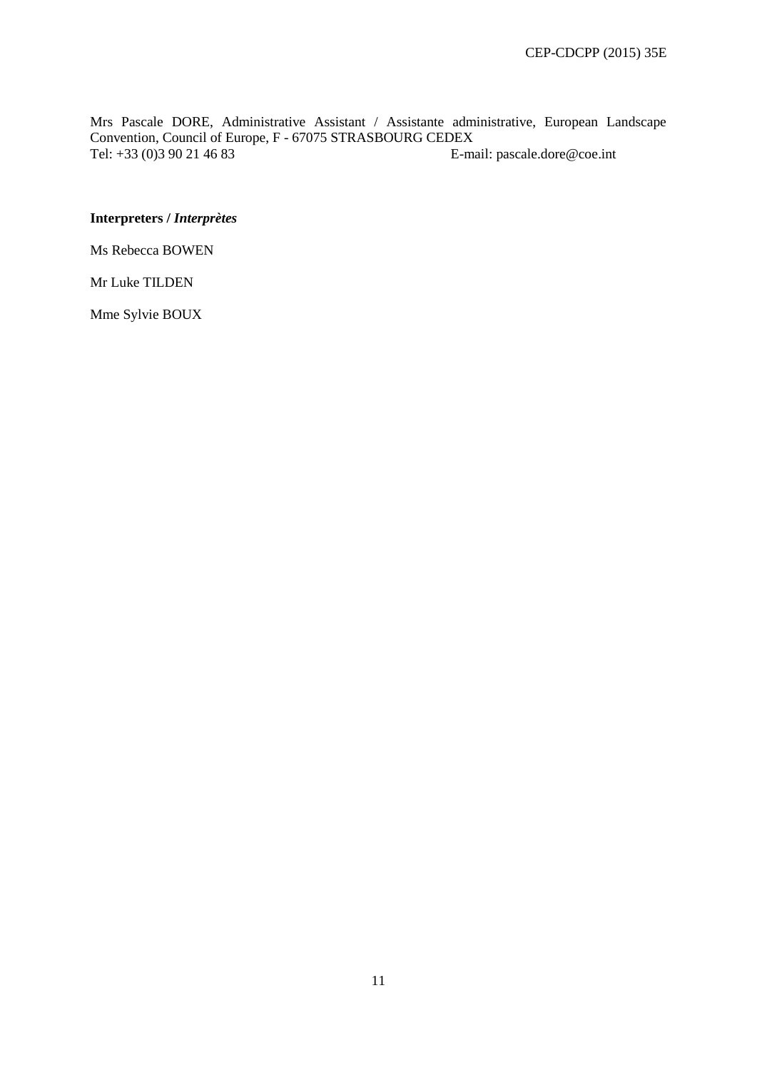Mrs Pascale DORE, Administrative Assistant / Assistante administrative, European Landscape Convention, Council of Europe, F - 67075 STRASBOURG CEDEX
Tel: +33 (0)3 90 21 46 83 E-mail: pascale.dore@coe.int

**Interpreters /** ***Interprètes***

Ms Rebecca BOWEN

Mr Luke TILDEN

Mme Sylvie BOUX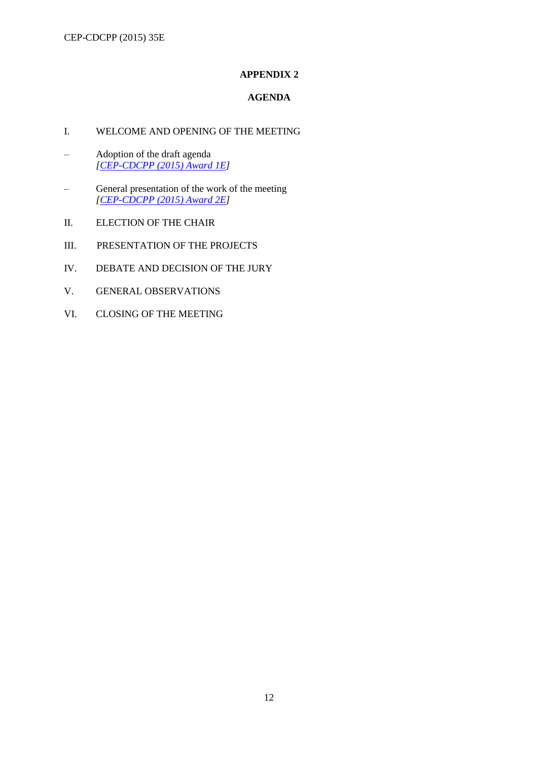## APPENDIX 2

## AGENDA

I. WELCOME AND OPENING OF THE MEETING

– Adoption of the draft agenda
  *[CEP-CDCPP (2015) Award 1E]*

– General presentation of the work of the meeting
  *[CEP-CDCPP (2015) Award 2E]*

II. ELECTION OF THE CHAIR

III. PRESENTATION OF THE PROJECTS

IV. DEBATE AND DECISION OF THE JURY

V. GENERAL OBSERVATIONS

VI. CLOSING OF THE MEETING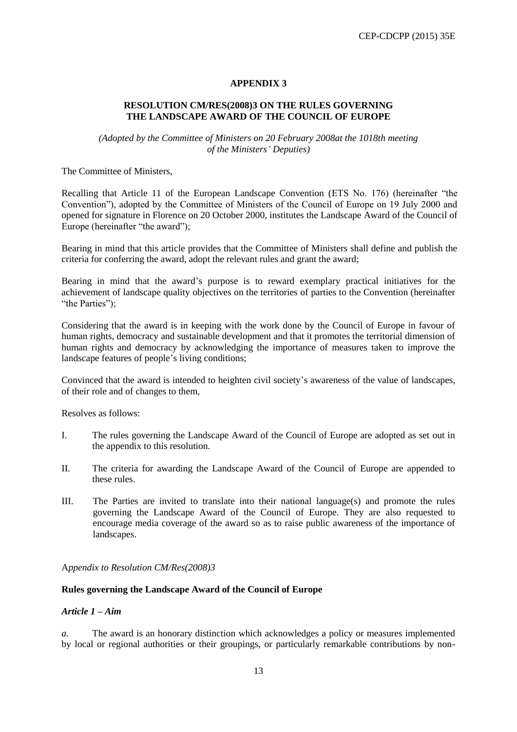**APPENDIX 3**

**RESOLUTION CM/RES(2008)3 ON THE RULES GOVERNING THE LANDSCAPE AWARD OF THE COUNCIL OF EUROPE**

*(Adopted by the Committee of Ministers on 20 February 2008at the 1018th meeting of the Ministers' Deputies)*

The Committee of Ministers,

Recalling that Article 11 of the European Landscape Convention (ETS No. 176) (hereinafter "the Convention"), adopted by the Committee of Ministers of the Council of Europe on 19 July 2000 and opened for signature in Florence on 20 October 2000, institutes the Landscape Award of the Council of Europe (hereinafter "the award");

Bearing in mind that this article provides that the Committee of Ministers shall define and publish the criteria for conferring the award, adopt the relevant rules and grant the award;

Bearing in mind that the award's purpose is to reward exemplary practical initiatives for the achievement of landscape quality objectives on the territories of parties to the Convention (hereinafter "the Parties");

Considering that the award is in keeping with the work done by the Council of Europe in favour of human rights, democracy and sustainable development and that it promotes the territorial dimension of human rights and democracy by acknowledging the importance of measures taken to improve the landscape features of people's living conditions;

Convinced that the award is intended to heighten civil society's awareness of the value of landscapes, of their role and of changes to them,

Resolves as follows:

I. The rules governing the Landscape Award of the Council of Europe are adopted as set out in the appendix to this resolution.

II. The criteria for awarding the Landscape Award of the Council of Europe are appended to these rules.

III. The Parties are invited to translate into their national language(s) and promote the rules governing the Landscape Award of the Council of Europe. They are also requested to encourage media coverage of the award so as to raise public awareness of the importance of landscapes.

*Appendix to Resolution CM/Res(2008)3*

**Rules governing the Landscape Award of the Council of Europe**

***Article 1 – Aim***

*a.* The award is an honorary distinction which acknowledges a policy or measures implemented by local or regional authorities or their groupings, or particularly remarkable contributions by non-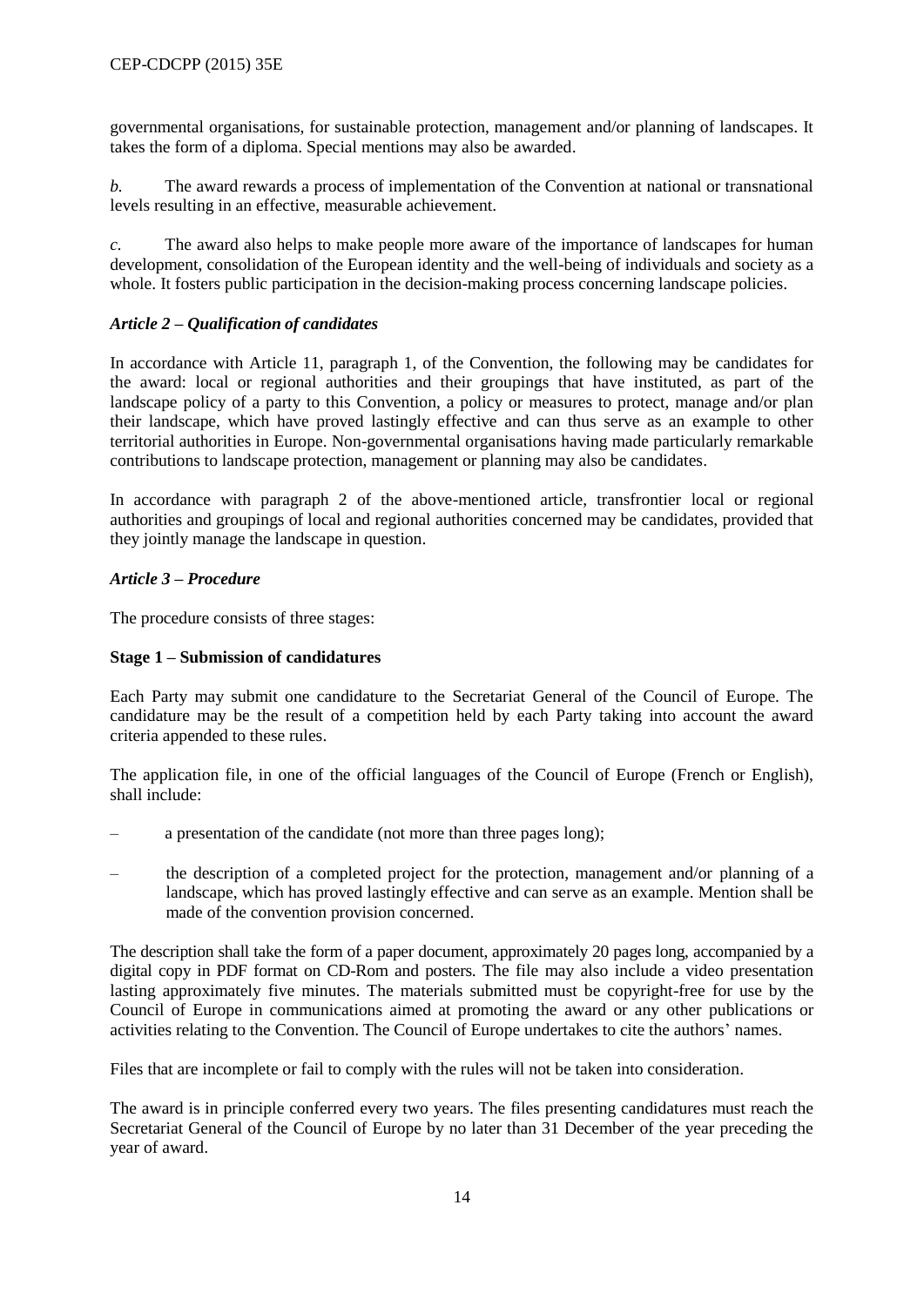governmental organisations, for sustainable protection, management and/or planning of landscapes. It takes the form of a diploma. Special mentions may also be awarded.

*b.* The award rewards a process of implementation of the Convention at national or transnational levels resulting in an effective, measurable achievement.

*c.* The award also helps to make people more aware of the importance of landscapes for human development, consolidation of the European identity and the well-being of individuals and society as a whole. It fosters public participation in the decision-making process concerning landscape policies.

### *Article 2 – Qualification of candidates*

In accordance with Article 11, paragraph 1, of the Convention, the following may be candidates for the award: local or regional authorities and their groupings that have instituted, as part of the landscape policy of a party to this Convention, a policy or measures to protect, manage and/or plan their landscape, which have proved lastingly effective and can thus serve as an example to other territorial authorities in Europe. Non-governmental organisations having made particularly remarkable contributions to landscape protection, management or planning may also be candidates.

In accordance with paragraph 2 of the above-mentioned article, transfrontier local or regional authorities and groupings of local and regional authorities concerned may be candidates, provided that they jointly manage the landscape in question.

### *Article 3 – Procedure*

The procedure consists of three stages:

**Stage 1 – Submission of candidatures**

Each Party may submit one candidature to the Secretariat General of the Council of Europe. The candidature may be the result of a competition held by each Party taking into account the award criteria appended to these rules.

The application file, in one of the official languages of the Council of Europe (French or English), shall include:

– a presentation of the candidate (not more than three pages long);

– the description of a completed project for the protection, management and/or planning of a landscape, which has proved lastingly effective and can serve as an example. Mention shall be made of the convention provision concerned.

The description shall take the form of a paper document, approximately 20 pages long, accompanied by a digital copy in PDF format on CD-Rom and posters. The file may also include a video presentation lasting approximately five minutes. The materials submitted must be copyright-free for use by the Council of Europe in communications aimed at promoting the award or any other publications or activities relating to the Convention. The Council of Europe undertakes to cite the authors' names.

Files that are incomplete or fail to comply with the rules will not be taken into consideration.

The award is in principle conferred every two years. The files presenting candidatures must reach the Secretariat General of the Council of Europe by no later than 31 December of the year preceding the year of award.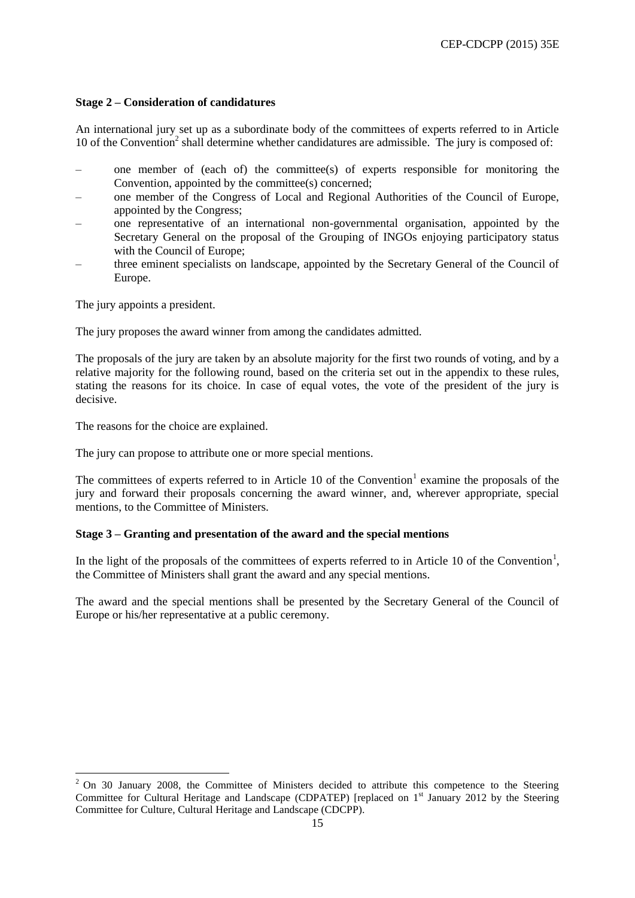**Stage 2 – Consideration of candidatures**

An international jury set up as a subordinate body of the committees of experts referred to in Article 10 of the Convention[2] shall determine whether candidatures are admissible. The jury is composed of:

- one member of (each of) the committee(s) of experts responsible for monitoring the Convention, appointed by the committee(s) concerned;
- one member of the Congress of Local and Regional Authorities of the Council of Europe, appointed by the Congress;
- one representative of an international non-governmental organisation, appointed by the Secretary General on the proposal of the Grouping of INGOs enjoying participatory status with the Council of Europe;
- three eminent specialists on landscape, appointed by the Secretary General of the Council of Europe.

The jury appoints a president.

The jury proposes the award winner from among the candidates admitted.

The proposals of the jury are taken by an absolute majority for the first two rounds of voting, and by a relative majority for the following round, based on the criteria set out in the appendix to these rules, stating the reasons for its choice. In case of equal votes, the vote of the president of the jury is decisive.

The reasons for the choice are explained.

The jury can propose to attribute one or more special mentions.

The committees of experts referred to in Article 10 of the Convention[1] examine the proposals of the jury and forward their proposals concerning the award winner, and, wherever appropriate, special mentions, to the Committee of Ministers.

**Stage 3 – Granting and presentation of the award and the special mentions**

In the light of the proposals of the committees of experts referred to in Article 10 of the Convention[1], the Committee of Ministers shall grant the award and any special mentions.

The award and the special mentions shall be presented by the Secretary General of the Council of Europe or his/her representative at a public ceremony.

---

[2] On 30 January 2008, the Committee of Ministers decided to attribute this competence to the Steering Committee for Cultural Heritage and Landscape (CDPATEP) [replaced on 1st January 2012 by the Steering Committee for Culture, Cultural Heritage and Landscape (CDCPP).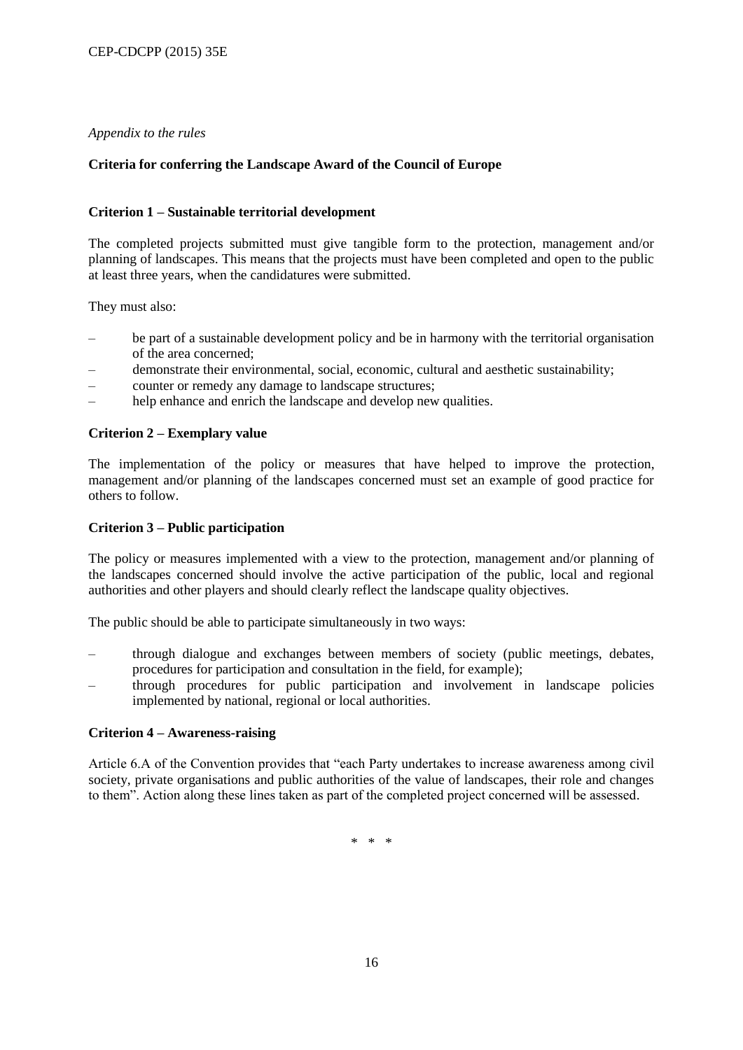*Appendix to the rules*

**Criteria for conferring the Landscape Award of the Council of Europe**

**Criterion 1 – Sustainable territorial development**

The completed projects submitted must give tangible form to the protection, management and/or planning of landscapes. This means that the projects must have been completed and open to the public at least three years, when the candidatures were submitted.

They must also:

- be part of a sustainable development policy and be in harmony with the territorial organisation of the area concerned;
- demonstrate their environmental, social, economic, cultural and aesthetic sustainability;
- counter or remedy any damage to landscape structures;
- help enhance and enrich the landscape and develop new qualities.

**Criterion 2 – Exemplary value**

The implementation of the policy or measures that have helped to improve the protection, management and/or planning of the landscapes concerned must set an example of good practice for others to follow.

**Criterion 3 – Public participation**

The policy or measures implemented with a view to the protection, management and/or planning of the landscapes concerned should involve the active participation of the public, local and regional authorities and other players and should clearly reflect the landscape quality objectives.

The public should be able to participate simultaneously in two ways:

- through dialogue and exchanges between members of society (public meetings, debates, procedures for participation and consultation in the field, for example);
- through procedures for public participation and involvement in landscape policies implemented by national, regional or local authorities.

**Criterion 4 – Awareness-raising**

Article 6.A of the Convention provides that "each Party undertakes to increase awareness among civil society, private organisations and public authorities of the value of landscapes, their role and changes to them". Action along these lines taken as part of the completed project concerned will be assessed.

\* \* \*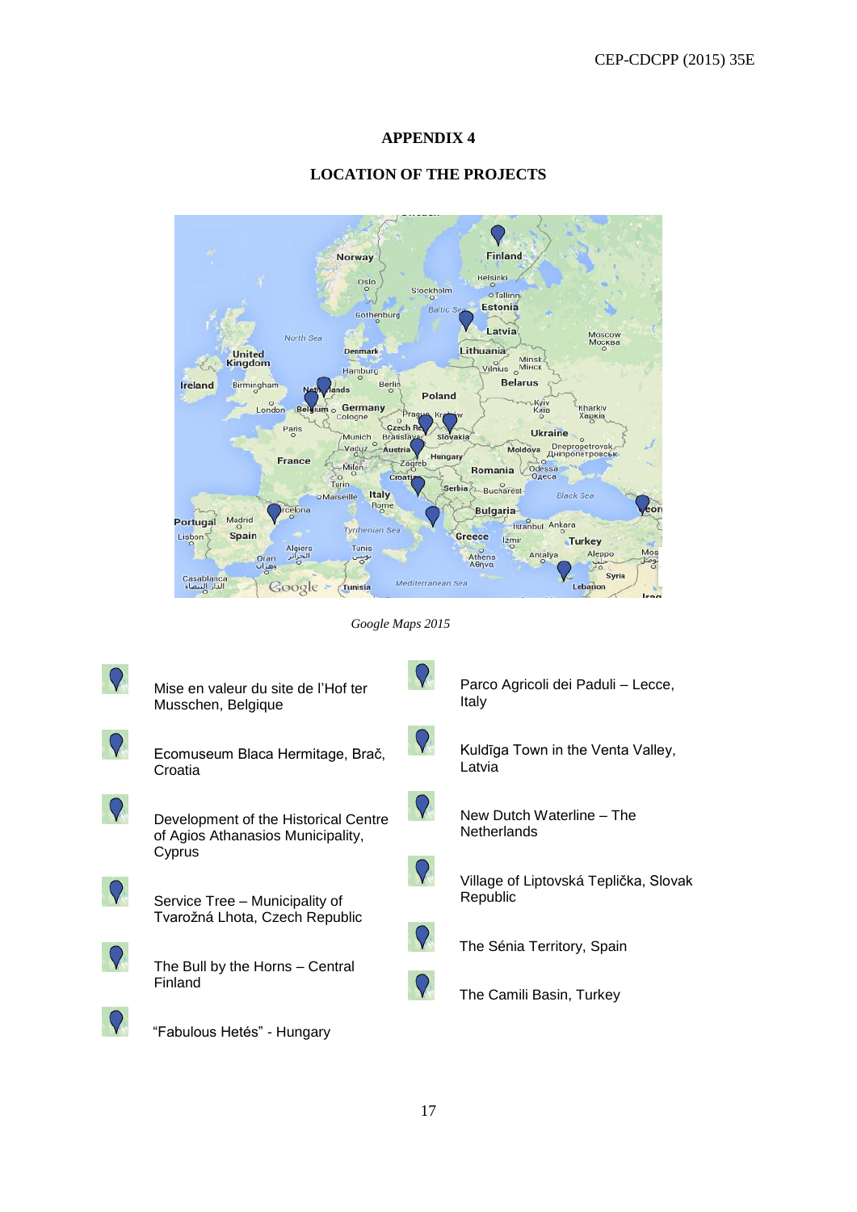# APPENDIX 4

## LOCATION OF THE PROJECTS

*Google Maps 2015*

- Mise en valeur du site de l'Hof ter Musschen, Belgique
- Ecomuseum Blaca Hermitage, Brač, Croatia
- Development of the Historical Centre of Agios Athanasios Municipality, Cyprus
- Service Tree – Municipality of Tvarožná Lhota, Czech Republic
- The Bull by the Horns – Central Finland
- "Fabulous Hetés" - Hungary
- Parco Agricoli dei Paduli – Lecce, Italy
- Kuldīga Town in the Venta Valley, Latvia
- New Dutch Waterline – The Netherlands
- Village of Liptovská Teplička, Slovak Republic
- The Sénia Territory, Spain
- The Camili Basin, Turkey